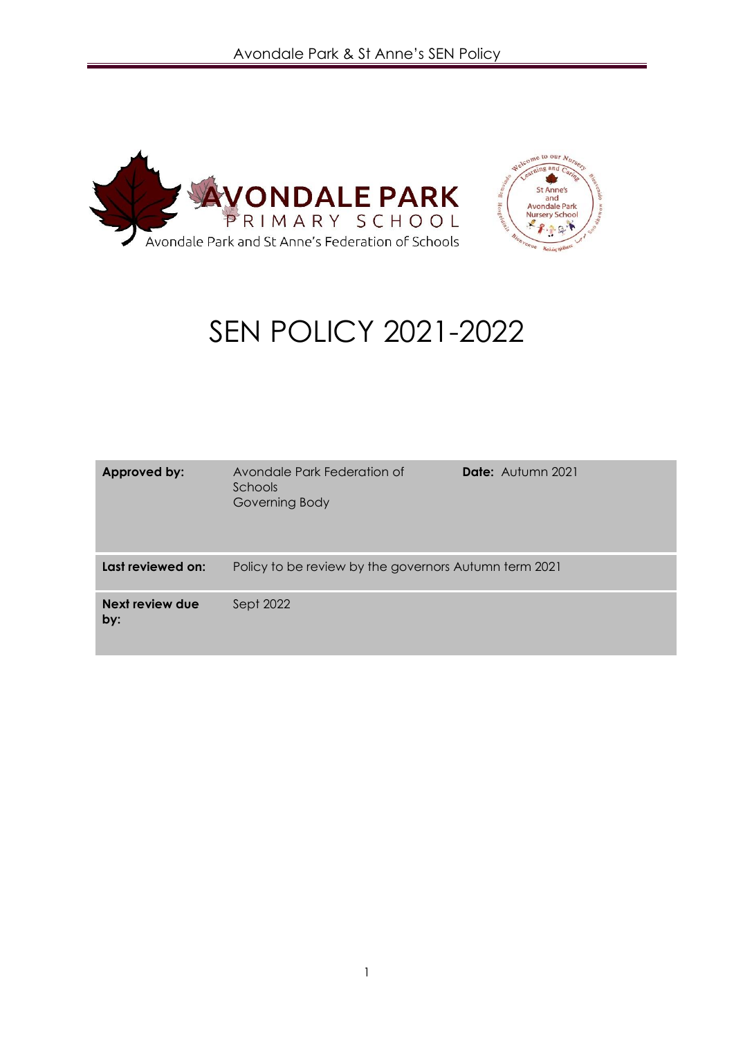AVONDALE PARK
PRIMARY SCHOOL
Avondale Park and St Anne's Federation of Schools

Welcome to our Nursery
Learning and Caring
St Anne's and Avondale Park Nursery School

# SEN POLICY 2021-2022

| **Approved by:** | Avondale Park Federation of Schools Governing Body | **Date:** Autumn 2021 |
| --- | --- | --- |
| **Last reviewed on:** | Policy to be review by the governors Autumn term 2021 | |
| **Next review due by:** | Sept 2022 | |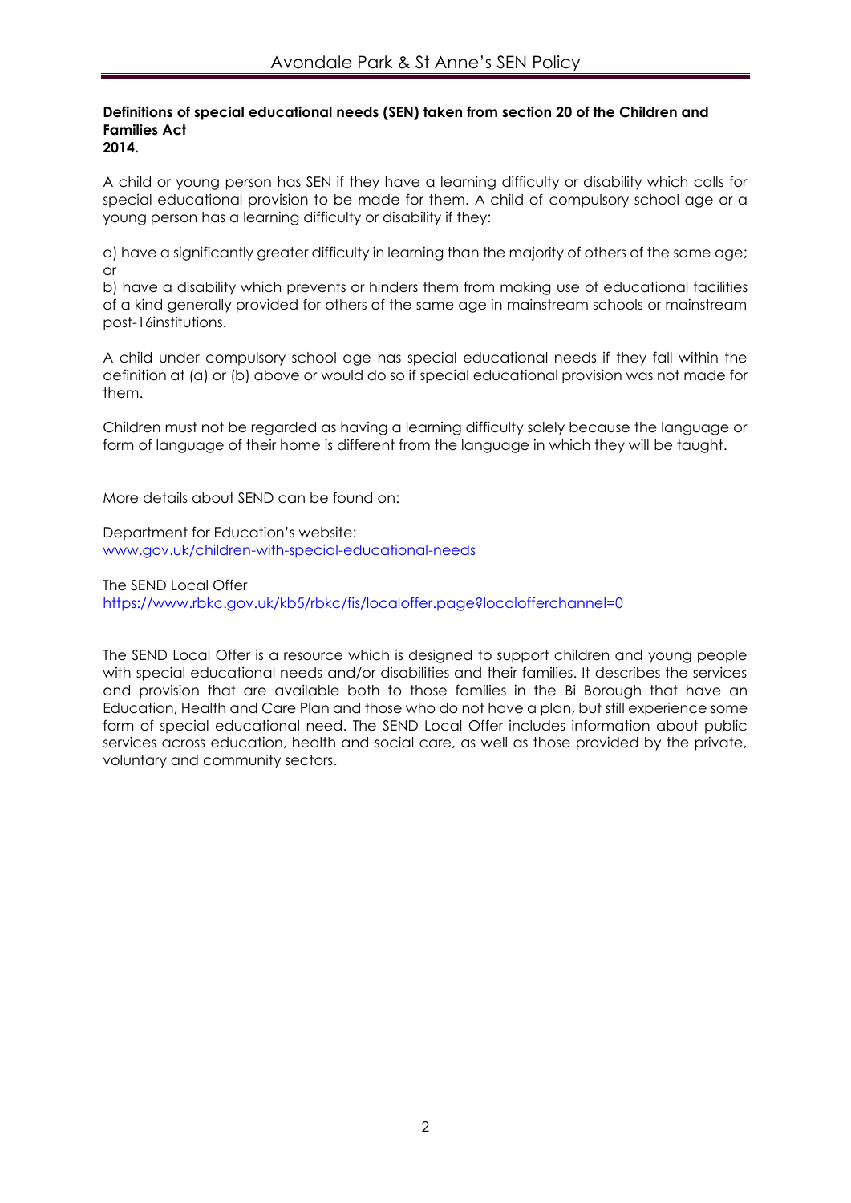**Definitions of special educational needs (SEN) taken from section 20 of the Children and Families Act 2014.**

A child or young person has SEN if they have a learning difficulty or disability which calls for special educational provision to be made for them. A child of compulsory school age or a young person has a learning difficulty or disability if they:

a) have a significantly greater difficulty in learning than the majority of others of the same age; or
b) have a disability which prevents or hinders them from making use of educational facilities of a kind generally provided for others of the same age in mainstream schools or mainstream post-16institutions.

A child under compulsory school age has special educational needs if they fall within the definition at (a) or (b) above or would do so if special educational provision was not made for them.

Children must not be regarded as having a learning difficulty solely because the language or form of language of their home is different from the language in which they will be taught.

More details about SEND can be found on:

Department for Education's website:
[www.gov.uk/children-with-special-educational-needs](www.gov.uk/children-with-special-educational-needs)

The SEND Local Offer
[https://www.rbkc.gov.uk/kb5/rbkc/fis/localoffer.page?localofferchannel=0](https://www.rbkc.gov.uk/kb5/rbkc/fis/localoffer.page?localofferchannel=0)

The SEND Local Offer is a resource which is designed to support children and young people with special educational needs and/or disabilities and their families. It describes the services and provision that are available both to those families in the Bi Borough that have an Education, Health and Care Plan and those who do not have a plan, but still experience some form of special educational need. The SEND Local Offer includes information about public services across education, health and social care, as well as those provided by the private, voluntary and community sectors.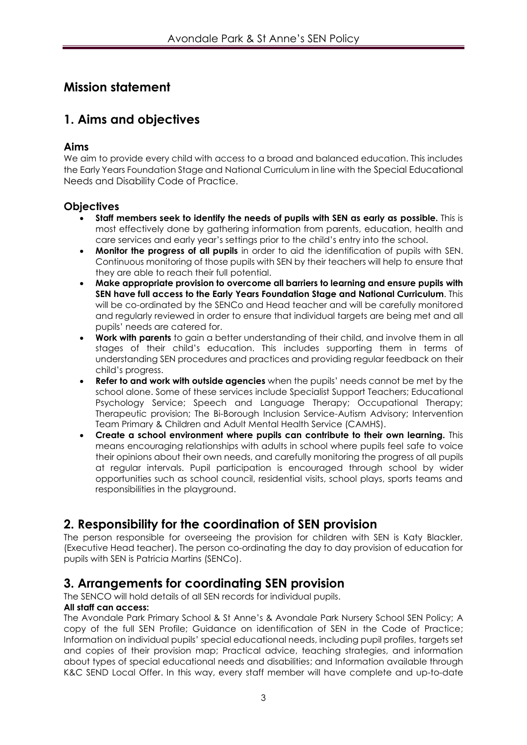## Mission statement

## 1. Aims and objectives

### Aims

We aim to provide every child with access to a broad and balanced education. This includes the Early Years Foundation Stage and National Curriculum in line with the Special Educational Needs and Disability Code of Practice.

### Objectives

- **Staff members seek to identify the needs of pupils with SEN as early as possible.** This is most effectively done by gathering information from parents, education, health and care services and early year's settings prior to the child's entry into the school.
- **Monitor the progress of all pupils** in order to aid the identification of pupils with SEN. Continuous monitoring of those pupils with SEN by their teachers will help to ensure that they are able to reach their full potential.
- **Make appropriate provision to overcome all barriers to learning and ensure pupils with SEN have full access to the Early Years Foundation Stage and National Curriculum**. This will be co-ordinated by the SENCo and Head teacher and will be carefully monitored and regularly reviewed in order to ensure that individual targets are being met and all pupils' needs are catered for.
- **Work with parents** to gain a better understanding of their child, and involve them in all stages of their child's education. This includes supporting them in terms of understanding SEN procedures and practices and providing regular feedback on their child's progress.
- **Refer to and work with outside agencies** when the pupils' needs cannot be met by the school alone. Some of these services include Specialist Support Teachers; Educational Psychology Service; Speech and Language Therapy; Occupational Therapy; Therapeutic provision; The Bi-Borough Inclusion Service-Autism Advisory; Intervention Team Primary & Children and Adult Mental Health Service (CAMHS).
- **Create a school environment where pupils can contribute to their own learning.** This means encouraging relationships with adults in school where pupils feel safe to voice their opinions about their own needs, and carefully monitoring the progress of all pupils at regular intervals. Pupil participation is encouraged through school by wider opportunities such as school council, residential visits, school plays, sports teams and responsibilities in the playground.

## 2. Responsibility for the coordination of SEN provision

The person responsible for overseeing the provision for children with SEN is Katy Blackler, (Executive Head teacher). The person co-ordinating the day to day provision of education for pupils with SEN is Patricia Martins (SENCo).

## 3. Arrangements for coordinating SEN provision

The SENCO will hold details of all SEN records for individual pupils.

**All staff can access:**

The Avondale Park Primary School & St Anne's & Avondale Park Nursery School SEN Policy; A copy of the full SEN Profile; Guidance on identification of SEN in the Code of Practice; Information on individual pupils' special educational needs, including pupil profiles, targets set and copies of their provision map; Practical advice, teaching strategies, and information about types of special educational needs and disabilities; and Information available through K&C SEND Local Offer. In this way, every staff member will have complete and up-to-date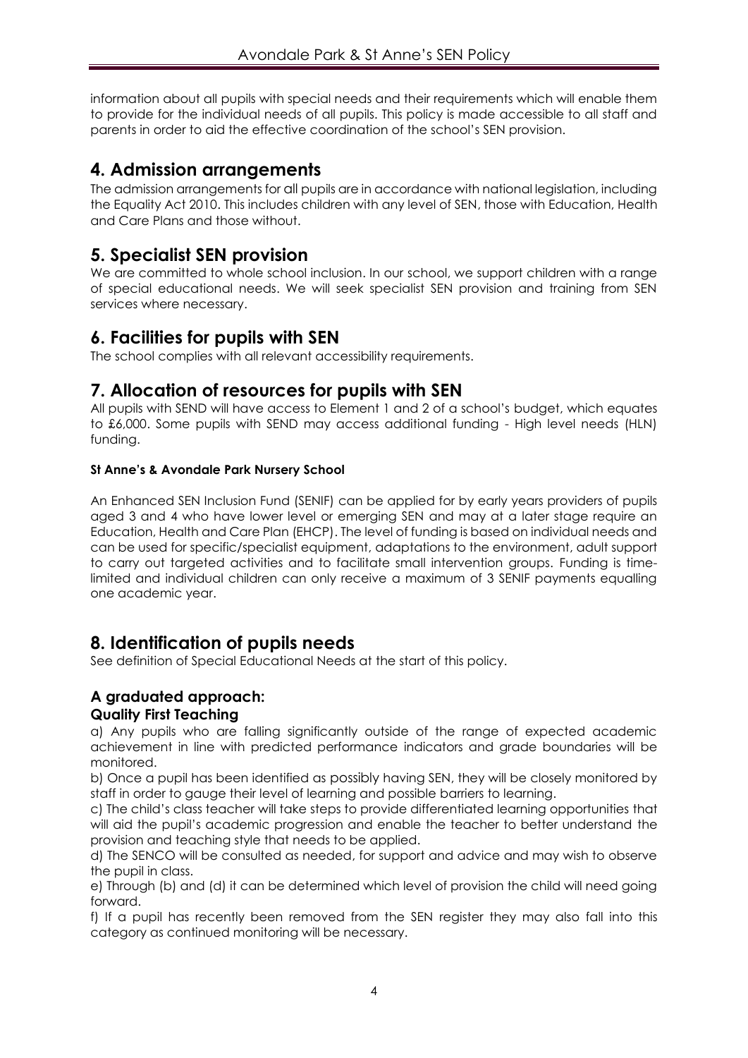information about all pupils with special needs and their requirements which will enable them to provide for the individual needs of all pupils. This policy is made accessible to all staff and parents in order to aid the effective coordination of the school's SEN provision.

## 4. Admission arrangements

The admission arrangements for all pupils are in accordance with national legislation, including the Equality Act 2010. This includes children with any level of SEN, those with Education, Health and Care Plans and those without.

## 5. Specialist SEN provision

We are committed to whole school inclusion. In our school, we support children with a range of special educational needs. We will seek specialist SEN provision and training from SEN services where necessary.

## 6. Facilities for pupils with SEN

The school complies with all relevant accessibility requirements.

## 7. Allocation of resources for pupils with SEN

All pupils with SEND will have access to Element 1 and 2 of a school's budget, which equates to £6,000. Some pupils with SEND may access additional funding - High level needs (HLN) funding.

**St Anne's & Avondale Park Nursery School**

An Enhanced SEN Inclusion Fund (SENIF) can be applied for by early years providers of pupils aged 3 and 4 who have lower level or emerging SEN and may at a later stage require an Education, Health and Care Plan (EHCP). The level of funding is based on individual needs and can be used for specific/specialist equipment, adaptations to the environment, adult support to carry out targeted activities and to facilitate small intervention groups. Funding is time-limited and individual children can only receive a maximum of 3 SENIF payments equalling one academic year.

## 8. Identification of pupils needs

See definition of Special Educational Needs at the start of this policy.

### A graduated approach:

#### Quality First Teaching

a) Any pupils who are falling significantly outside of the range of expected academic achievement in line with predicted performance indicators and grade boundaries will be monitored.

b) Once a pupil has been identified as possibly having SEN, they will be closely monitored by staff in order to gauge their level of learning and possible barriers to learning.

c) The child's class teacher will take steps to provide differentiated learning opportunities that will aid the pupil's academic progression and enable the teacher to better understand the provision and teaching style that needs to be applied.

d) The SENCO will be consulted as needed, for support and advice and may wish to observe the pupil in class.

e) Through (b) and (d) it can be determined which level of provision the child will need going forward.

f) If a pupil has recently been removed from the SEN register they may also fall into this category as continued monitoring will be necessary.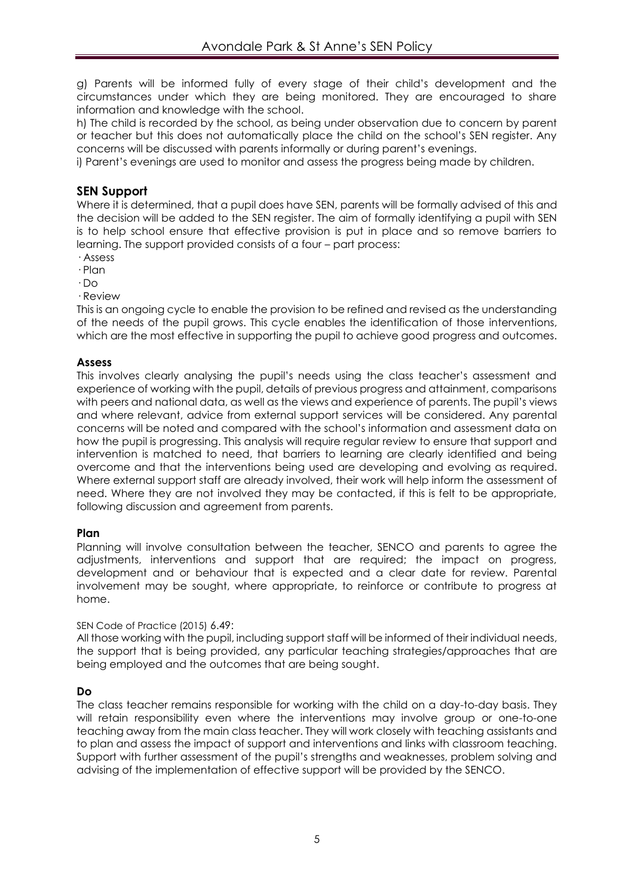g) Parents will be informed fully of every stage of their child's development and the circumstances under which they are being monitored. They are encouraged to share information and knowledge with the school.

h) The child is recorded by the school, as being under observation due to concern by parent or teacher but this does not automatically place the child on the school's SEN register. Any concerns will be discussed with parents informally or during parent's evenings.

i) Parent's evenings are used to monitor and assess the progress being made by children.

## SEN Support

Where it is determined, that a pupil does have SEN, parents will be formally advised of this and the decision will be added to the SEN register. The aim of formally identifying a pupil with SEN is to help school ensure that effective provision is put in place and so remove barriers to learning. The support provided consists of a four – part process:

- Assess
- Plan
- Do
- Review

This is an ongoing cycle to enable the provision to be refined and revised as the understanding of the needs of the pupil grows. This cycle enables the identification of those interventions, which are the most effective in supporting the pupil to achieve good progress and outcomes.

### Assess

This involves clearly analysing the pupil's needs using the class teacher's assessment and experience of working with the pupil, details of previous progress and attainment, comparisons with peers and national data, as well as the views and experience of parents. The pupil's views and where relevant, advice from external support services will be considered. Any parental concerns will be noted and compared with the school's information and assessment data on how the pupil is progressing. This analysis will require regular review to ensure that support and intervention is matched to need, that barriers to learning are clearly identified and being overcome and that the interventions being used are developing and evolving as required. Where external support staff are already involved, their work will help inform the assessment of need. Where they are not involved they may be contacted, if this is felt to be appropriate, following discussion and agreement from parents.

### Plan

Planning will involve consultation between the teacher, SENCO and parents to agree the adjustments, interventions and support that are required; the impact on progress, development and or behaviour that is expected and a clear date for review. Parental involvement may be sought, where appropriate, to reinforce or contribute to progress at home.

SEN Code of Practice (2015) 6.49:

All those working with the pupil, including support staff will be informed of their individual needs, the support that is being provided, any particular teaching strategies/approaches that are being employed and the outcomes that are being sought.

### Do

The class teacher remains responsible for working with the child on a day-to-day basis. They will retain responsibility even where the interventions may involve group or one-to-one teaching away from the main class teacher. They will work closely with teaching assistants and to plan and assess the impact of support and interventions and links with classroom teaching. Support with further assessment of the pupil's strengths and weaknesses, problem solving and advising of the implementation of effective support will be provided by the SENCO.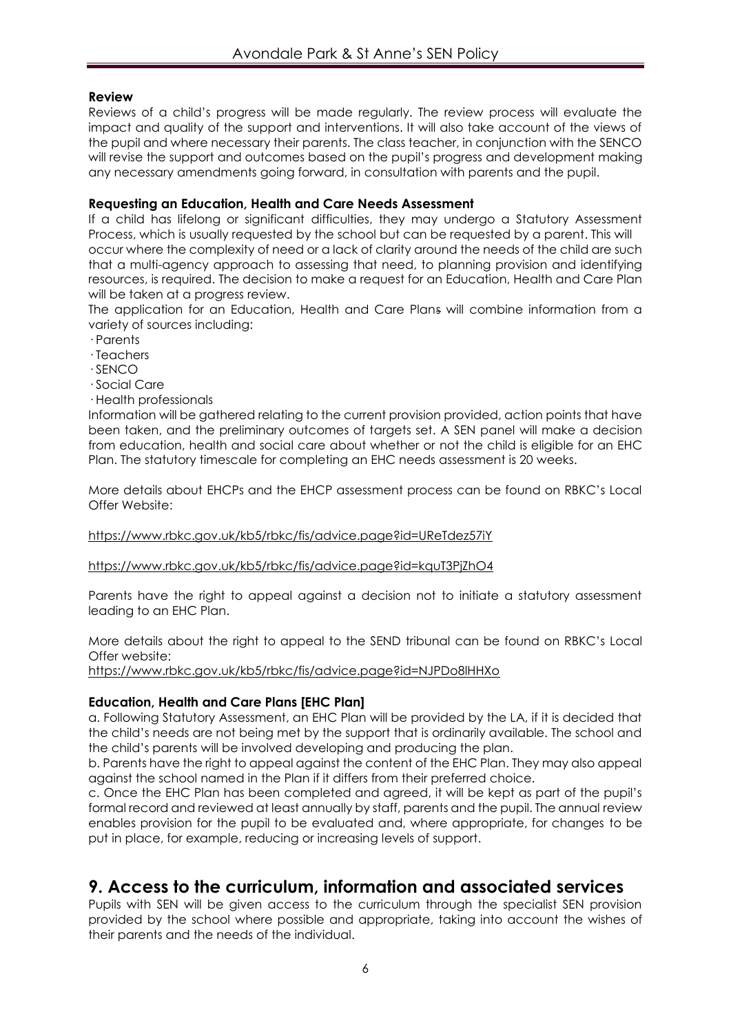**Review**

Reviews of a child's progress will be made regularly. The review process will evaluate the impact and quality of the support and interventions. It will also take account of the views of the pupil and where necessary their parents. The class teacher, in conjunction with the SENCO will revise the support and outcomes based on the pupil's progress and development making any necessary amendments going forward, in consultation with parents and the pupil.

**Requesting an Education, Health and Care Needs Assessment**

If a child has lifelong or significant difficulties, they may undergo a Statutory Assessment Process, which is usually requested by the school but can be requested by a parent. This will occur where the complexity of need or a lack of clarity around the needs of the child are such that a multi-agency approach to assessing that need, to planning provision and identifying resources, is required. The decision to make a request for an Education, Health and Care Plan will be taken at a progress review.

The application for an Education, Health and Care Plans will combine information from a variety of sources including:

· Parents
· Teachers
· SENCO
· Social Care
· Health professionals

Information will be gathered relating to the current provision provided, action points that have been taken, and the preliminary outcomes of targets set. A SEN panel will make a decision from education, health and social care about whether or not the child is eligible for an EHC Plan. The statutory timescale for completing an EHC needs assessment is 20 weeks.

More details about EHCPs and the EHCP assessment process can be found on RBKC's Local Offer Website:

https://www.rbkc.gov.uk/kb5/rbkc/fis/advice.page?id=UReTdez57iY

https://www.rbkc.gov.uk/kb5/rbkc/fis/advice.page?id=kquT3PjZhO4

Parents have the right to appeal against a decision not to initiate a statutory assessment leading to an EHC Plan.

More details about the right to appeal to the SEND tribunal can be found on RBKC's Local Offer website:
https://www.rbkc.gov.uk/kb5/rbkc/fis/advice.page?id=NJPDo8lHHXo

**Education, Health and Care Plans [EHC Plan]**

a. Following Statutory Assessment, an EHC Plan will be provided by the LA, if it is decided that the child's needs are not being met by the support that is ordinarily available. The school and the child's parents will be involved developing and producing the plan.

b. Parents have the right to appeal against the content of the EHC Plan. They may also appeal against the school named in the Plan if it differs from their preferred choice.

c. Once the EHC Plan has been completed and agreed, it will be kept as part of the pupil's formal record and reviewed at least annually by staff, parents and the pupil. The annual review enables provision for the pupil to be evaluated and, where appropriate, for changes to be put in place, for example, reducing or increasing levels of support.

## 9. Access to the curriculum, information and associated services

Pupils with SEN will be given access to the curriculum through the specialist SEN provision provided by the school where possible and appropriate, taking into account the wishes of their parents and the needs of the individual.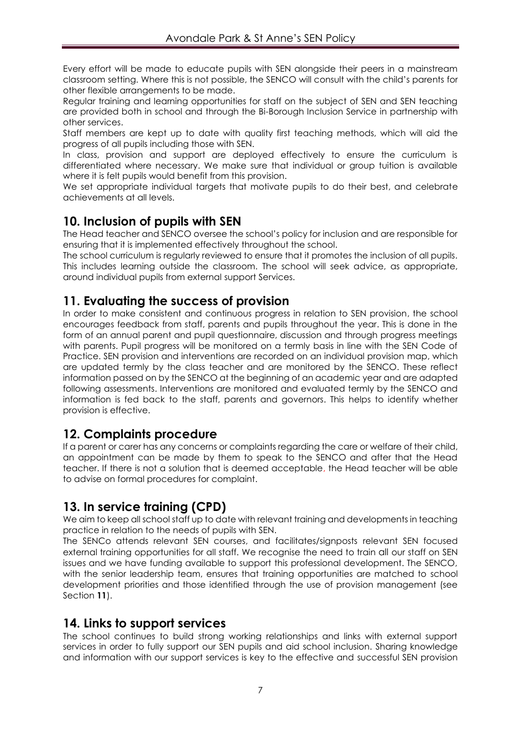Every effort will be made to educate pupils with SEN alongside their peers in a mainstream classroom setting. Where this is not possible, the SENCO will consult with the child's parents for other flexible arrangements to be made.

Regular training and learning opportunities for staff on the subject of SEN and SEN teaching are provided both in school and through the Bi-Borough Inclusion Service in partnership with other services.

Staff members are kept up to date with quality first teaching methods, which will aid the progress of all pupils including those with SEN.

In class, provision and support are deployed effectively to ensure the curriculum is differentiated where necessary. We make sure that individual or group tuition is available where it is felt pupils would benefit from this provision.

We set appropriate individual targets that motivate pupils to do their best, and celebrate achievements at all levels.

## 10. Inclusion of pupils with SEN

The Head teacher and SENCO oversee the school's policy for inclusion and are responsible for ensuring that it is implemented effectively throughout the school.

The school curriculum is regularly reviewed to ensure that it promotes the inclusion of all pupils. This includes learning outside the classroom. The school will seek advice, as appropriate, around individual pupils from external support Services.

## 11. Evaluating the success of provision

In order to make consistent and continuous progress in relation to SEN provision, the school encourages feedback from staff, parents and pupils throughout the year. This is done in the form of an annual parent and pupil questionnaire, discussion and through progress meetings with parents. Pupil progress will be monitored on a termly basis in line with the SEN Code of Practice. SEN provision and interventions are recorded on an individual provision map, which are updated termly by the class teacher and are monitored by the SENCO. These reflect information passed on by the SENCO at the beginning of an academic year and are adapted following assessments. Interventions are monitored and evaluated termly by the SENCO and information is fed back to the staff, parents and governors. This helps to identify whether provision is effective.

## 12. Complaints procedure

If a parent or carer has any concerns or complaints regarding the care or welfare of their child, an appointment can be made by them to speak to the SENCO and after that the Head teacher. If there is not a solution that is deemed acceptable, the Head teacher will be able to advise on formal procedures for complaint.

## 13. In service training (CPD)

We aim to keep all school staff up to date with relevant training and developments in teaching practice in relation to the needs of pupils with SEN.

The SENCo attends relevant SEN courses, and facilitates/signposts relevant SEN focused external training opportunities for all staff. We recognise the need to train all our staff on SEN issues and we have funding available to support this professional development. The SENCO, with the senior leadership team, ensures that training opportunities are matched to school development priorities and those identified through the use of provision management (see Section **11**).

## 14. Links to support services

The school continues to build strong working relationships and links with external support services in order to fully support our SEN pupils and aid school inclusion. Sharing knowledge and information with our support services is key to the effective and successful SEN provision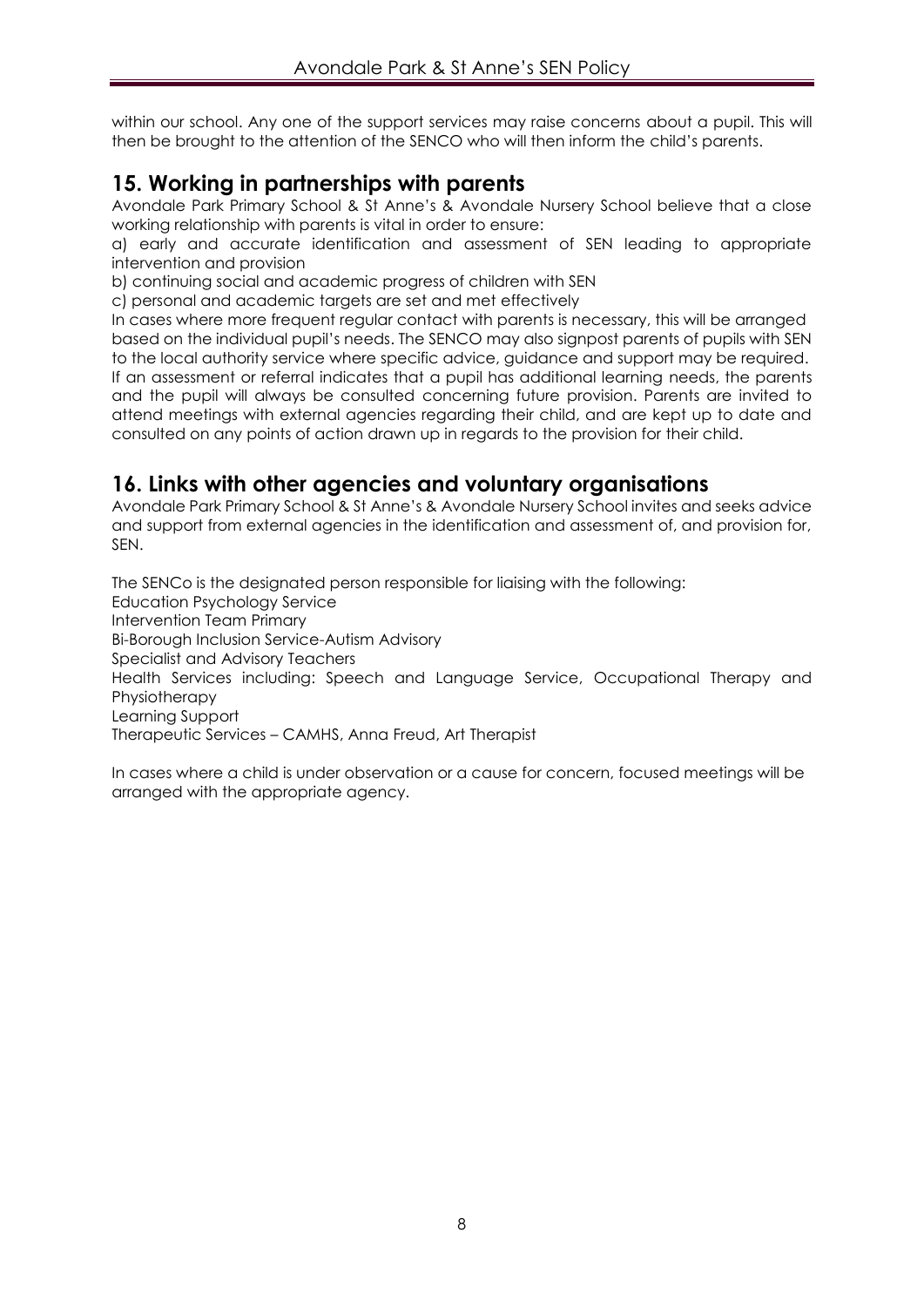within our school. Any one of the support services may raise concerns about a pupil. This will then be brought to the attention of the SENCO who will then inform the child's parents.

## 15. Working in partnerships with parents

Avondale Park Primary School & St Anne's & Avondale Nursery School believe that a close working relationship with parents is vital in order to ensure:

a) early and accurate identification and assessment of SEN leading to appropriate intervention and provision

b) continuing social and academic progress of children with SEN

c) personal and academic targets are set and met effectively

In cases where more frequent regular contact with parents is necessary, this will be arranged based on the individual pupil's needs. The SENCO may also signpost parents of pupils with SEN to the local authority service where specific advice, guidance and support may be required. If an assessment or referral indicates that a pupil has additional learning needs, the parents and the pupil will always be consulted concerning future provision. Parents are invited to attend meetings with external agencies regarding their child, and are kept up to date and consulted on any points of action drawn up in regards to the provision for their child.

## 16. Links with other agencies and voluntary organisations

Avondale Park Primary School & St Anne's & Avondale Nursery School invites and seeks advice and support from external agencies in the identification and assessment of, and provision for, SEN.

The SENCo is the designated person responsible for liaising with the following:

Education Psychology Service
Intervention Team Primary
Bi-Borough Inclusion Service-Autism Advisory
Specialist and Advisory Teachers
Health Services including: Speech and Language Service, Occupational Therapy and Physiotherapy
Learning Support
Therapeutic Services – CAMHS, Anna Freud, Art Therapist

In cases where a child is under observation or a cause for concern, focused meetings will be arranged with the appropriate agency.